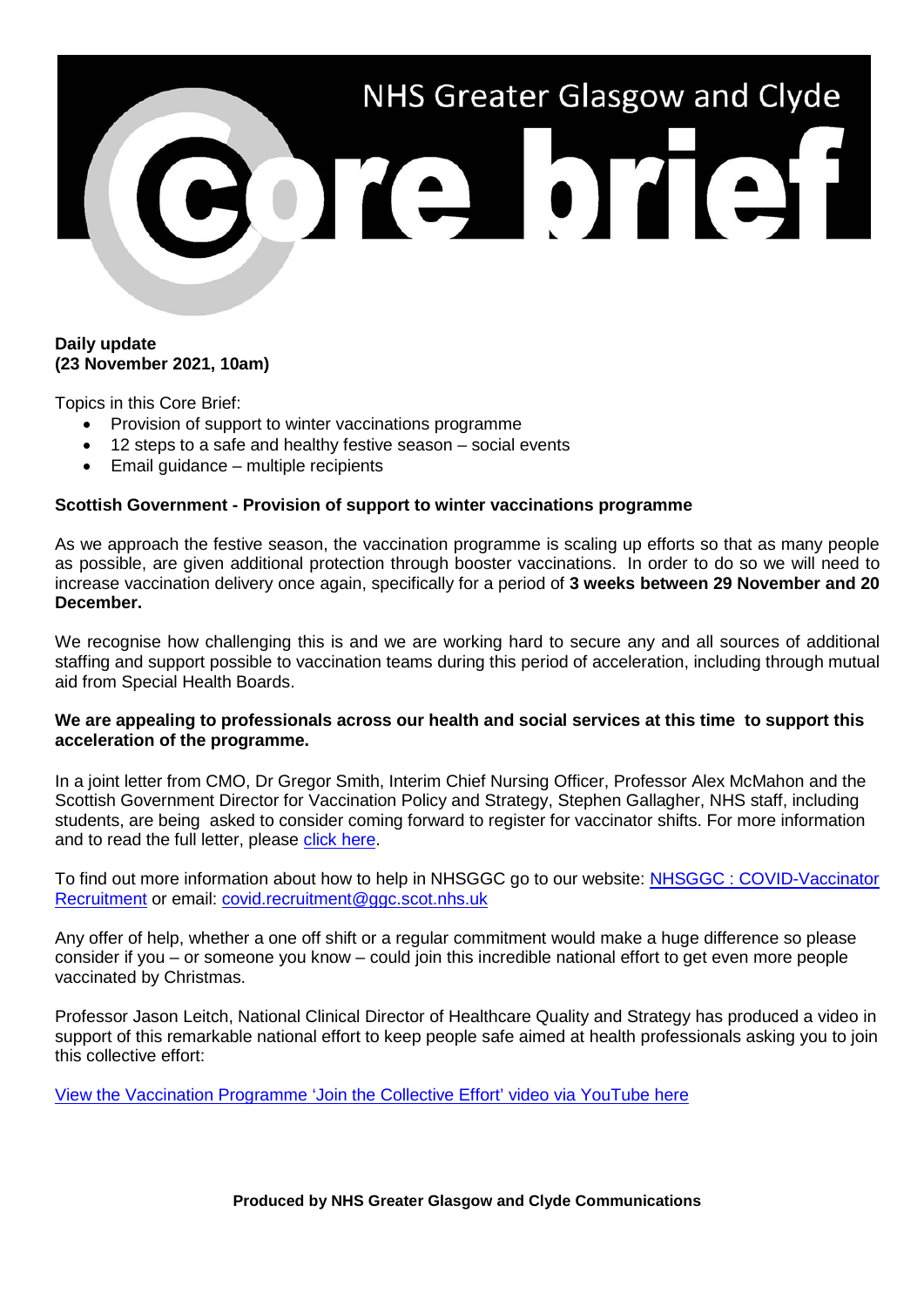# NHS Greater Glasgow and Clyde Core brief

**Daily update**
**(23 November 2021, 10am)**

Topics in this Core Brief:

- Provision of support to winter vaccinations programme
- 12 steps to a safe and healthy festive season – social events
- Email guidance – multiple recipients

## Scottish Government - Provision of support to winter vaccinations programme

As we approach the festive season, the vaccination programme is scaling up efforts so that as many people as possible, are given additional protection through booster vaccinations. In order to do so we will need to increase vaccination delivery once again, specifically for a period of **3 weeks between 29 November and 20 December.**

We recognise how challenging this is and we are working hard to secure any and all sources of additional staffing and support possible to vaccination teams during this period of acceleration, including through mutual aid from Special Health Boards.

**We are appealing to professionals across our health and social services at this time to support this acceleration of the programme.**

In a joint letter from CMO, Dr Gregor Smith, Interim Chief Nursing Officer, Professor Alex McMahon and the Scottish Government Director for Vaccination Policy and Strategy, Stephen Gallagher, NHS staff, including students, are being asked to consider coming forward to register for vaccinator shifts. For more information and to read the full letter, please click here.

To find out more information about how to help in NHSGGC go to our website: NHSGGC : COVID-Vaccinator Recruitment or email: covid.recruitment@ggc.scot.nhs.uk

Any offer of help, whether a one off shift or a regular commitment would make a huge difference so please consider if you – or someone you know – could join this incredible national effort to get even more people vaccinated by Christmas.

Professor Jason Leitch, National Clinical Director of Healthcare Quality and Strategy has produced a video in support of this remarkable national effort to keep people safe aimed at health professionals asking you to join this collective effort:

View the Vaccination Programme 'Join the Collective Effort' video via YouTube here

**Produced by NHS Greater Glasgow and Clyde Communications**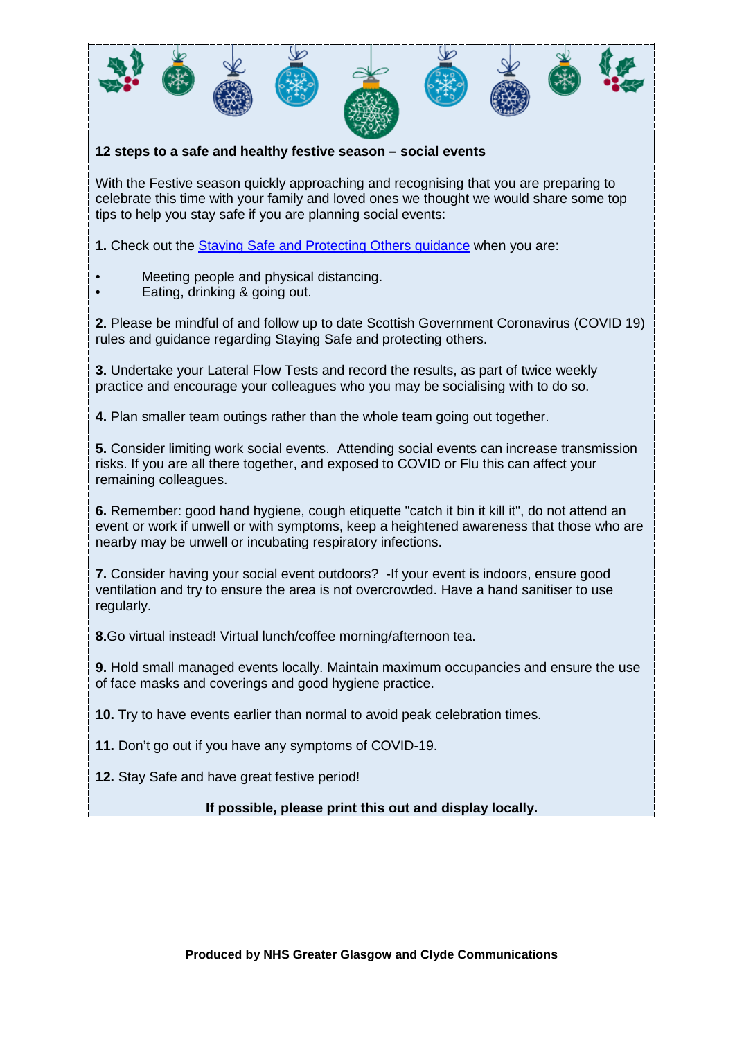**12 steps to a safe and healthy festive season – social events**

With the Festive season quickly approaching and recognising that you are preparing to celebrate this time with your family and loved ones we thought we would share some top tips to help you stay safe if you are planning social events:

**1.** Check out the Staying Safe and Protecting Others guidance when you are:

- Meeting people and physical distancing.
- Eating, drinking & going out.

**2.** Please be mindful of and follow up to date Scottish Government Coronavirus (COVID 19) rules and guidance regarding Staying Safe and protecting others.

**3.** Undertake your Lateral Flow Tests and record the results, as part of twice weekly practice and encourage your colleagues who you may be socialising with to do so.

**4.** Plan smaller team outings rather than the whole team going out together.

**5.** Consider limiting work social events. Attending social events can increase transmission risks. If you are all there together, and exposed to COVID or Flu this can affect your remaining colleagues.

**6.** Remember: good hand hygiene, cough etiquette "catch it bin it kill it", do not attend an event or work if unwell or with symptoms, keep a heightened awareness that those who are nearby may be unwell or incubating respiratory infections.

**7.** Consider having your social event outdoors? -If your event is indoors, ensure good ventilation and try to ensure the area is not overcrowded. Have a hand sanitiser to use regularly.

**8.**Go virtual instead! Virtual lunch/coffee morning/afternoon tea.

**9.** Hold small managed events locally. Maintain maximum occupancies and ensure the use of face masks and coverings and good hygiene practice.

**10.** Try to have events earlier than normal to avoid peak celebration times.

**11.** Don't go out if you have any symptoms of COVID-19.

**12.** Stay Safe and have great festive period!

**If possible, please print this out and display locally.**

**Produced by NHS Greater Glasgow and Clyde Communications**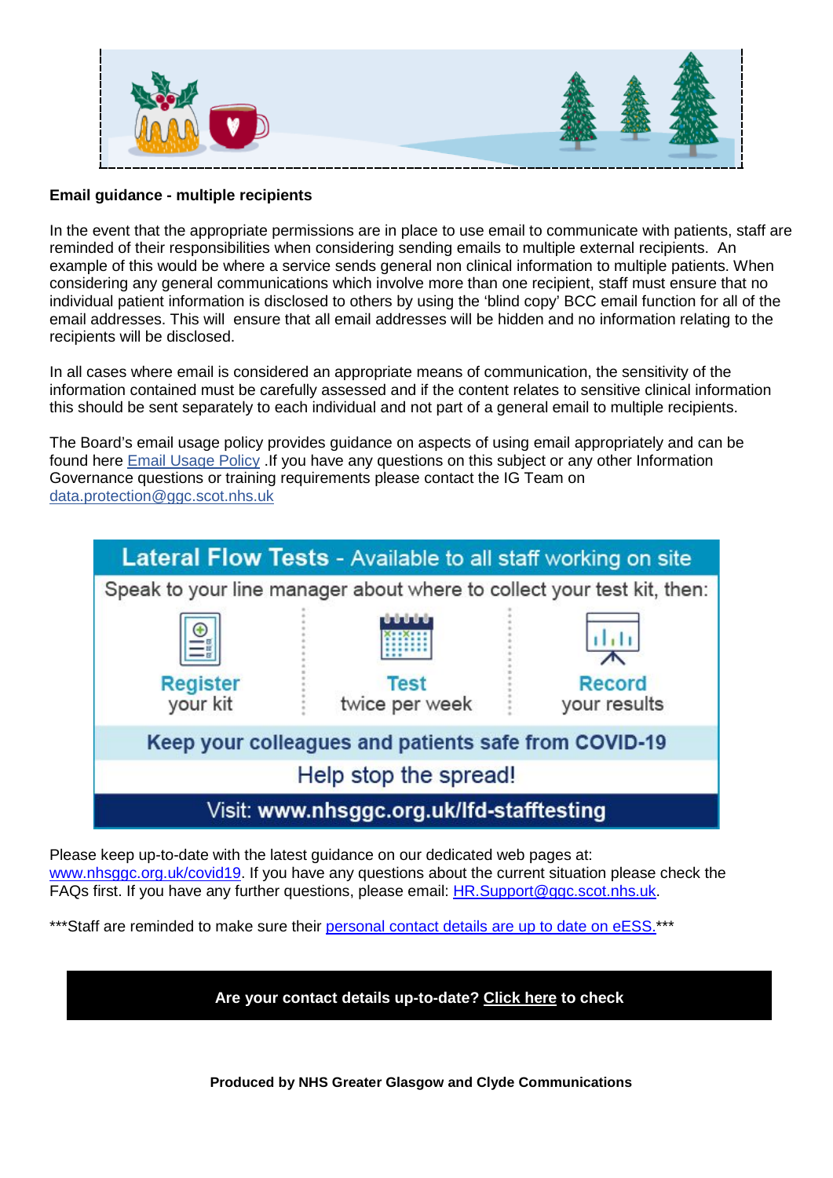**Email guidance - multiple recipients**

In the event that the appropriate permissions are in place to use email to communicate with patients, staff are reminded of their responsibilities when considering sending emails to multiple external recipients. An example of this would be where a service sends general non clinical information to multiple patients. When considering any general communications which involve more than one recipient, staff must ensure that no individual patient information is disclosed to others by using the 'blind copy' BCC email function for all of the email addresses. This will ensure that all email addresses will be hidden and no information relating to the recipients will be disclosed.

In all cases where email is considered an appropriate means of communication, the sensitivity of the information contained must be carefully assessed and if the content relates to sensitive clinical information this should be sent separately to each individual and not part of a general email to multiple recipients.

The Board's email usage policy provides guidance on aspects of using email appropriately and can be found here Email Usage Policy .If you have any questions on this subject or any other Information Governance questions or training requirements please contact the IG Team on data.protection@ggc.scot.nhs.uk

**Lateral Flow Tests** - Available to all staff working on site

Speak to your line manager about where to collect your test kit, then:

**Register** your kit

**Test** twice per week

**Record** your results

**Keep your colleagues and patients safe from COVID-19**

Help stop the spread!

Visit: **www.nhsggc.org.uk/lfd-stafftesting**

Please keep up-to-date with the latest guidance on our dedicated web pages at: www.nhsggc.org.uk/covid19. If you have any questions about the current situation please check the FAQs first. If you have any further questions, please email: HR.Support@ggc.scot.nhs.uk.

***Staff are reminded to make sure their personal contact details are up to date on eESS.***

**Are your contact details up-to-date? Click here to check**

**Produced by NHS Greater Glasgow and Clyde Communications**